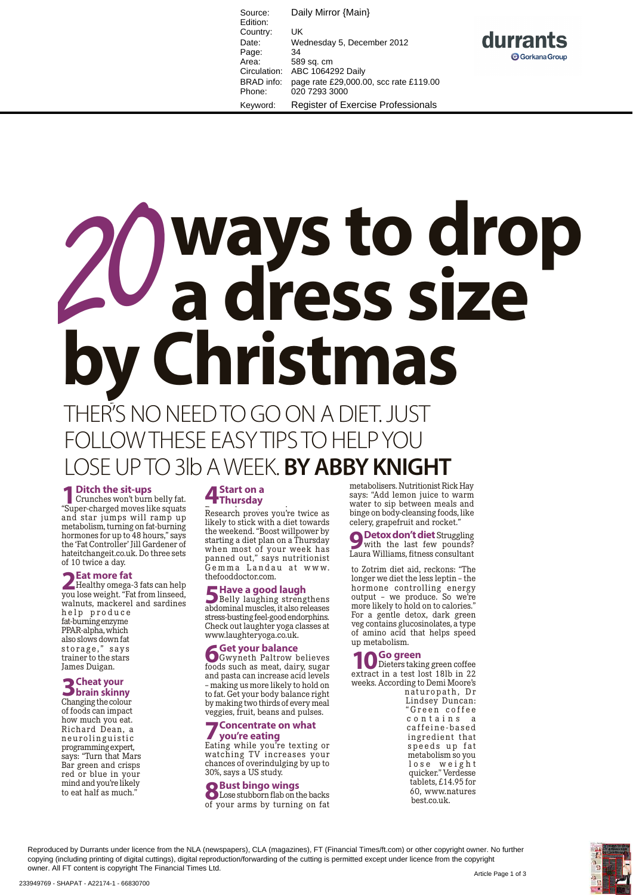| | |
|---|---|
| Source: | Daily Mirror {Main} |
| Edition: | |
| Country: | UK |
| Date: | Wednesday 5, December 2012 |
| Page: | 34 |
| Area: | 589 sq. cm |
| Circulation: | ABC 1064292 Daily |
| BRAD info: | page rate £29,000.00, scc rate £119.00 |
| Phone: | 020 7293 3000 |
| Keyword: | Register of Exercise Professionals |

# 20 ways to drop a dress size by Christmas

THER'S NO NEED TO GO ON A DIET. JUST FOLLOW THESE EASY TIPS TO HELP YOU LOSE UP TO 3lb A WEEK. **BY ABBY KNIGHT**

**1 Ditch the sit-ups** Crunches won't burn belly fat. "Super-charged moves like squats and star jumps will ramp up metabolism, turning on fat-burning hormones for up to 48 hours," says the 'Fat Controller' Jill Gardener of hateitchangeit.co.uk. Do three sets of 10 twice a day.

**2 Eat more fat** Healthy omega-3 fats can help you lose weight. "Fat from linseed, walnuts, mackerel and sardines help produce fat-burning enzyme PPAR-alpha, which also slows down fat storage," says trainer to the stars James Duigan.

**3 Cheat your brain skinny** Changing the colour of foods can impact how much you eat. Richard Dean, a neurolinguistic programming expert, says: "Turn that Mars Bar green and crisps red or blue in your mind and you're likely to eat half as much."

**4 Start on a Thursday** Research proves you're twice as likely to stick with a diet towards the weekend. "Boost willpower by starting a diet plan on a Thursday when most of your week has panned out," says nutritionist Gemma Landau at www.thefooddoctor.com.

**5 Have a good laugh** Belly laughing strengthens abdominal muscles, it also releases stress-busting feel-good endorphins. Check out laughter yoga classes at www.laughteryoga.co.uk.

**6 Get your balance** Gwyneth Paltrow believes foods such as meat, dairy, sugar and pasta can increase acid levels – making us more likely to hold on to fat. Get your body balance right by making two thirds of every meal veggies, fruit, beans and pulses.

**7 Concentrate on what you're eating** Eating while you're texting or watching TV increases your chances of overindulging by up to 30%, says a US study.

**8 Bust bingo wings** Lose stubborn flab on the backs of your arms by turning on fat metabolisers. Nutritionist Rick Hay says: "Add lemon juice to warm water to sip between meals and binge on body-cleansing foods, like celery, grapefruit and rocket."

**9 Detox don't diet** Struggling with the last few pounds? Laura Williams, fitness consultant to Zotrim diet aid, reckons: "The longer we diet the less leptin – the hormone controlling energy output – we produce. So we're more likely to hold on to calories." For a gentle detox, dark green veg contains glucosinolates, a type of amino acid that helps speed up metabolism.

**10 Go green** Dieters taking green coffee extract in a test lost 18lb in 22 weeks. According to Demi Moore's naturopath, Dr Lindsey Duncan: "Green coffee contains a caffeine-based ingredient that speeds up fat metabolism so you lose weight quicker." Verdesse tablets, £14.95 for 60, www.naturesbest.co.uk.

Reproduced by Durrants under licence from the NLA (newspapers), CLA (magazines), FT (Financial Times/ft.com) or other copyright owner. No further copying (including printing of digital cuttings), digital reproduction/forwarding of the cutting is permitted except under licence from the copyright owner. All FT content is copyright The Financial Times Ltd.

233949769 - SHAPAT - A22174-1 - 66830700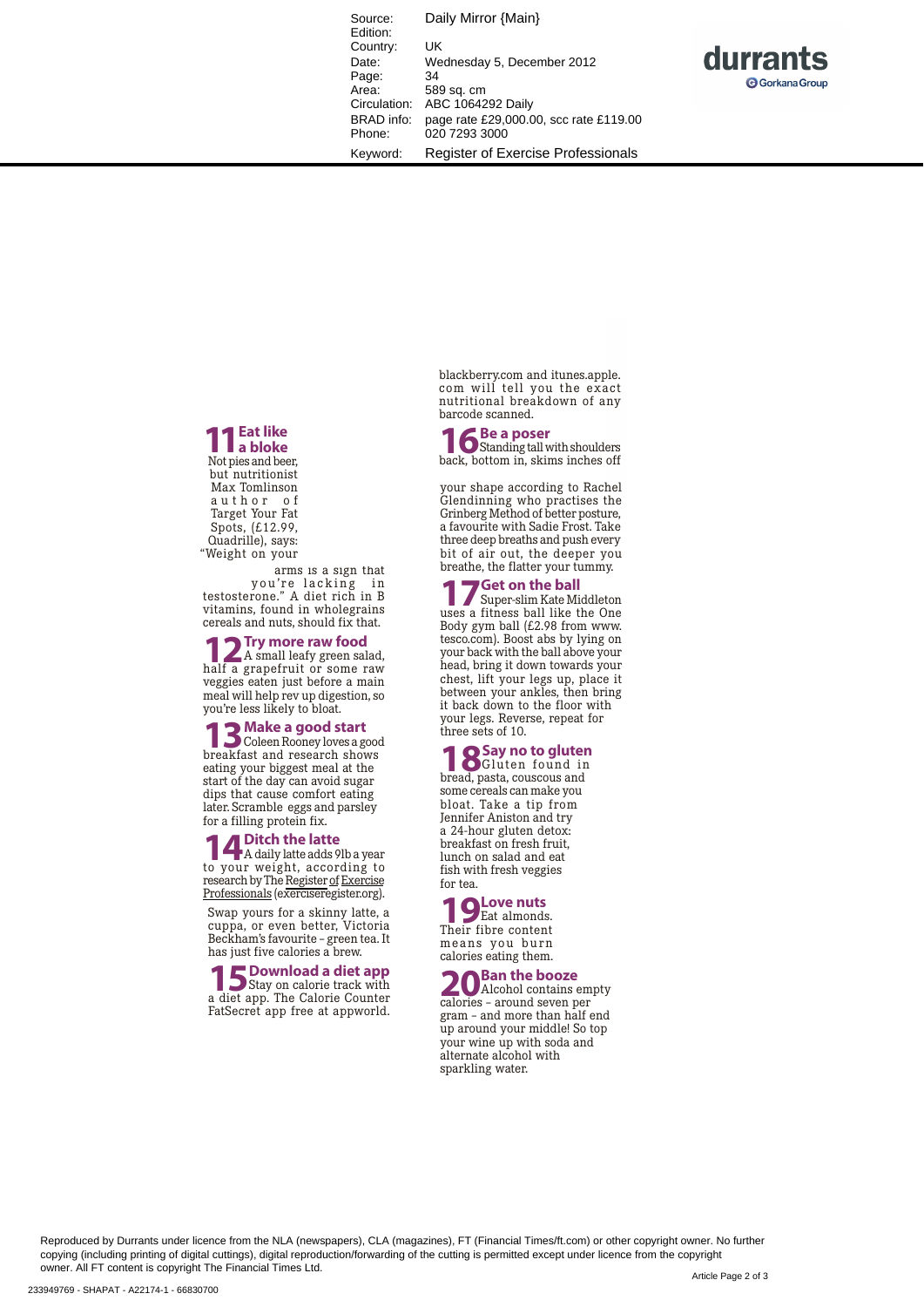Source: Daily Mirror {Main}
Edition:
Country: UK
Date: Wednesday 5, December 2012
Page: 34
Area: 589 sq. cm
Circulation: ABC 1064292 Daily
BRAD info: page rate £29,000.00, scc rate £119.00
Phone: 020 7293 3000
Keyword: Register of Exercise Professionals

**11 Eat like a bloke**
Not pies and beer, but nutritionist Max Tomlinson author of Target Your Fat Spots, (£12.99, Quadrille), says: "Weight on your arms is a sign that you're lacking in testosterone." A diet rich in B vitamins, found in wholegrains cereals and nuts, should fix that.

**12 Try more raw food**
A small leafy green salad, half a grapefruit or some raw veggies eaten just before a main meal will help rev up digestion, so you're less likely to bloat.

**13 Make a good start**
Coleen Rooney loves a good breakfast and research shows eating your biggest meal at the start of the day can avoid sugar dips that cause comfort eating later. Scramble eggs and parsley for a filling protein fix.

**14 Ditch the latte**
A daily latte adds 9lb a year to your weight, according to research by The Register of Exercise Professionals (exerciseregister.org).

Swap yours for a skinny latte, a cuppa, or even better, Victoria Beckham's favourite – green tea. It has just five calories a brew.

**15 Download a diet app**
Stay on calorie track with a diet app. The Calorie Counter FatSecret app free at appworld. blackberry.com and itunes.apple.com will tell you the exact nutritional breakdown of any barcode scanned.

**16 Be a poser**
Standing tall with shoulders back, bottom in, skims inches off your shape according to Rachel Glendinning who practises the Grinberg Method of better posture, a favourite with Sadie Frost. Take three deep breaths and push every bit of air out, the deeper you breathe, the flatter your tummy.

**17 Get on the ball**
Super-slim Kate Middleton uses a fitness ball like the One Body gym ball (£2.98 from www.tesco.com). Boost abs by lying on your back with the ball above your head, bring it down towards your chest, lift your legs up, place it between your ankles, then bring it back down to the floor with your legs. Reverse, repeat for three sets of 10.

**18 Say no to gluten**
Gluten found in bread, pasta, couscous and some cereals can make you bloat. Take a tip from Jennifer Aniston and try a 24-hour gluten detox: breakfast on fresh fruit, lunch on salad and eat fish with fresh veggies for tea.

**19 Love nuts**
Eat almonds. Their fibre content means you burn calories eating them.

**20 Ban the booze**
Alcohol contains empty calories – around seven per gram – and more than half end up around your middle! So top your wine up with soda and alternate alcohol with sparkling water.

Reproduced by Durrants under licence from the NLA (newspapers), CLA (magazines), FT (Financial Times/ft.com) or other copyright owner. No further copying (including printing of digital cuttings), digital reproduction/forwarding of the cutting is permitted except under licence from the copyright owner. All FT content is copyright The Financial Times Ltd.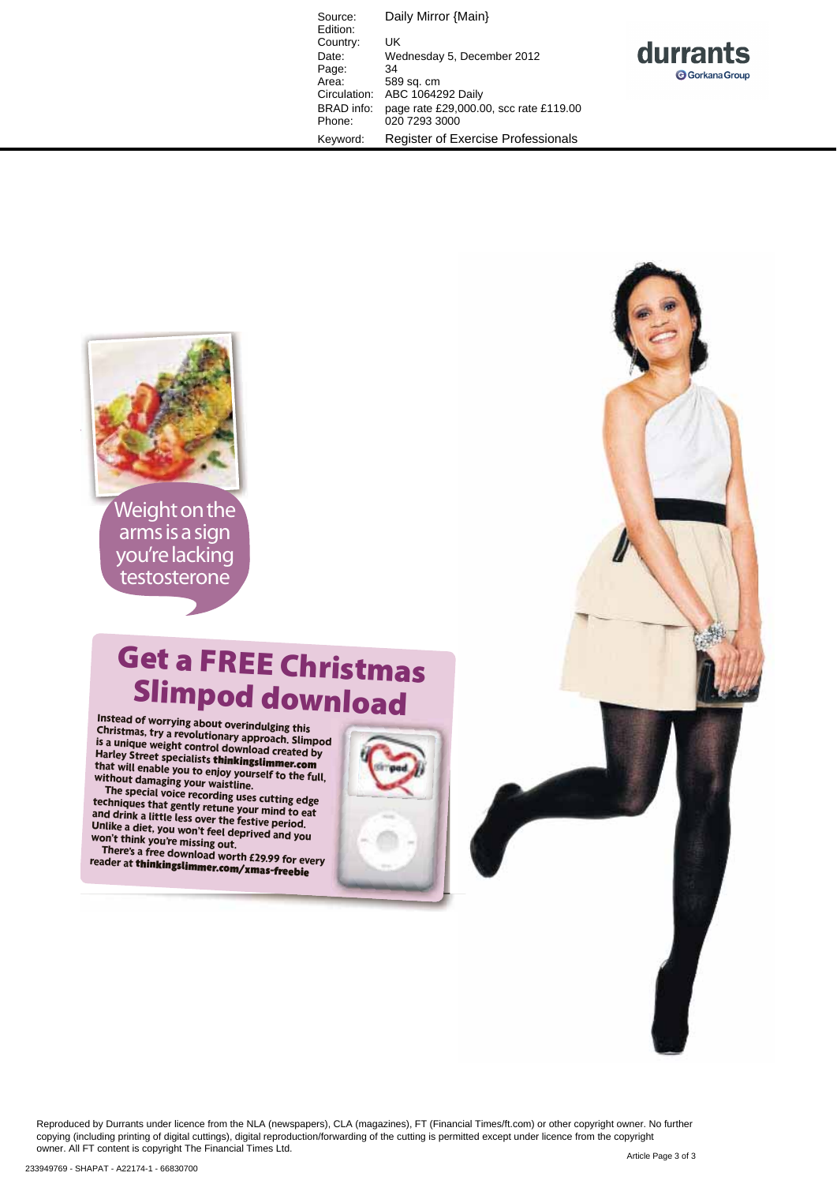| | |
|---|---|
| Source: | Daily Mirror {Main} |
| Edition: | |
| Country: | UK |
| Date: | Wednesday 5, December 2012 |
| Page: | 34 |
| Area: | 589 sq. cm |
| Circulation: | ABC 1064292 Daily |
| BRAD info: | page rate £29,000.00, scc rate £119.00 |
| Phone: | 020 7293 3000 |
| Keyword: | Register of Exercise Professionals |

Weight on the arms is a sign you're lacking testosterone

## Get a FREE Christmas Slimpod download

**Instead of worrying about overindulging this Christmas, try a revolutionary approach. Slimpod is a unique weight control download created by Harley Street specialists thinkingslimmer.com that will enable you to enjoy yourself to the full, without damaging your waistline.**

**The special voice recording uses cutting edge techniques that gently retune your mind to eat and drink a little less over the festive period. Unlike a diet, you won't feel deprived and you won't think you're missing out.**

**There's a free download worth £29.99 for every reader at thinkingslimmer.com/xmas-freebie**

Reproduced by Durrants under licence from the NLA (newspapers), CLA (magazines), FT (Financial Times/ft.com) or other copyright owner. No further copying (including printing of digital cuttings), digital reproduction/forwarding of the cutting is permitted except under licence from the copyright owner. All FT content is copyright The Financial Times Ltd.

233949769 - SHAPAT - A22174-1 - 66830700